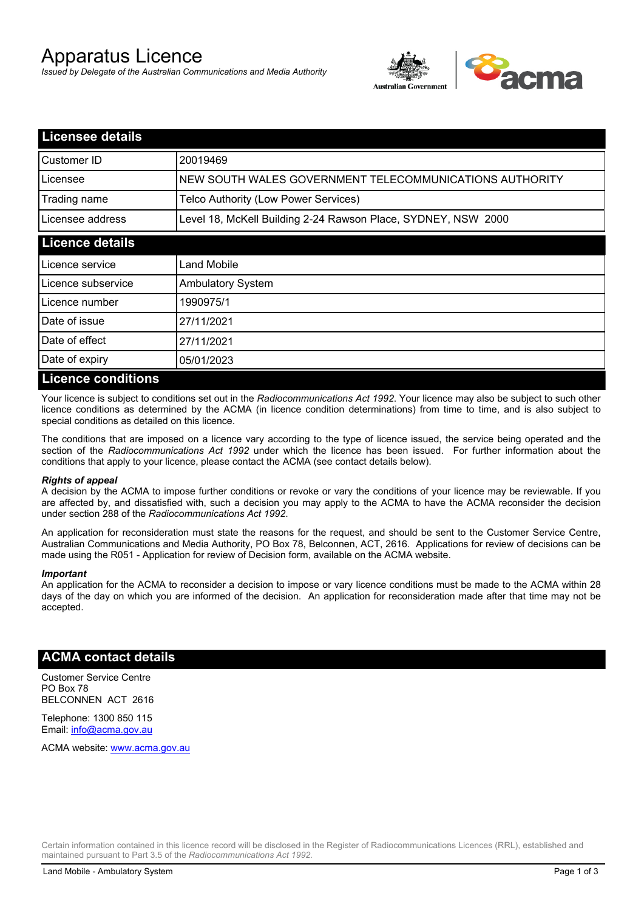# Apparatus Licence

*Issued by Delegate of the Australian Communications and Media Authority*

## Licensee details

| | |
|---|---|
| Customer ID | 20019469 |
| Licensee | NEW SOUTH WALES GOVERNMENT TELECOMMUNICATIONS AUTHORITY |
| Trading name | Telco Authority (Low Power Services) |
| Licensee address | Level 18, McKell Building 2-24 Rawson Place, SYDNEY, NSW 2000 |

## Licence details

| | |
|---|---|
| Licence service | Land Mobile |
| Licence subservice | Ambulatory System |
| Licence number | 1990975/1 |
| Date of issue | 27/11/2021 |
| Date of effect | 27/11/2021 |
| Date of expiry | 05/01/2023 |

## Licence conditions

Your licence is subject to conditions set out in the *Radiocommunications Act 1992*. Your licence may also be subject to such other licence conditions as determined by the ACMA (in licence condition determinations) from time to time, and is also subject to special conditions as detailed on this licence.

The conditions that are imposed on a licence vary according to the type of licence issued, the service being operated and the section of the *Radiocommunications Act 1992* under which the licence has been issued. For further information about the conditions that apply to your licence, please contact the ACMA (see contact details below).

***Rights of appeal***

A decision by the ACMA to impose further conditions or revoke or vary the conditions of your licence may be reviewable. If you are affected by, and dissatisfied with, such a decision you may apply to the ACMA to have the ACMA reconsider the decision under section 288 of the *Radiocommunications Act 1992*.

An application for reconsideration must state the reasons for the request, and should be sent to the Customer Service Centre, Australian Communications and Media Authority, PO Box 78, Belconnen, ACT, 2616. Applications for review of decisions can be made using the R051 - Application for review of Decision form, available on the ACMA website.

***Important***

An application for the ACMA to reconsider a decision to impose or vary licence conditions must be made to the ACMA within 28 days of the day on which you are informed of the decision. An application for reconsideration made after that time may not be accepted.

## ACMA contact details

Customer Service Centre
PO Box 78
BELCONNEN ACT 2616

Telephone: 1300 850 115
Email: info@acma.gov.au

ACMA website: www.acma.gov.au

Certain information contained in this licence record will be disclosed in the Register of Radiocommunications Licences (RRL), established and maintained pursuant to Part 3.5 of the *Radiocommunications Act 1992.*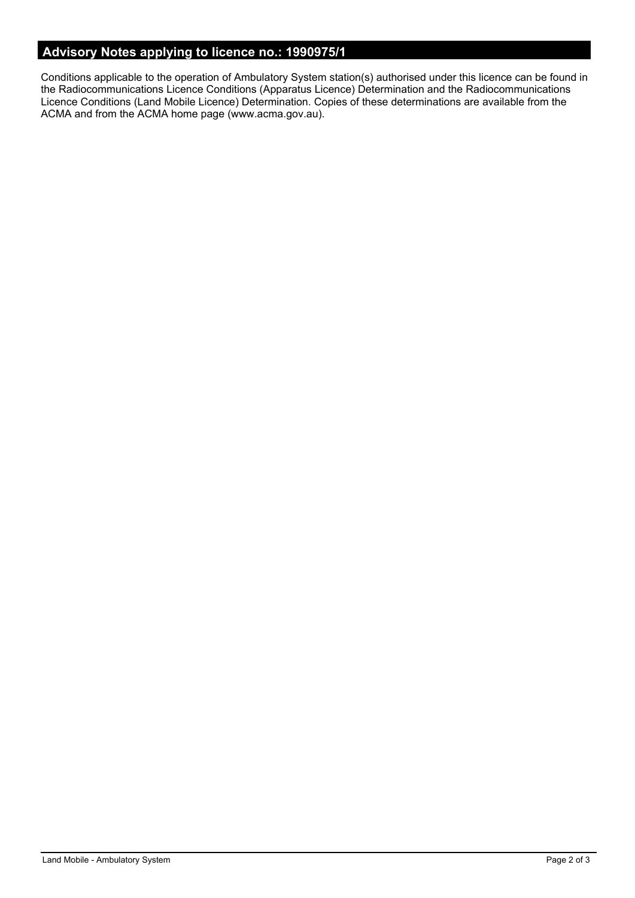## Advisory Notes applying to licence no.: 1990975/1

Conditions applicable to the operation of Ambulatory System station(s) authorised under this licence can be found in the Radiocommunications Licence Conditions (Apparatus Licence) Determination and the Radiocommunications Licence Conditions (Land Mobile Licence) Determination. Copies of these determinations are available from the ACMA and from the ACMA home page (www.acma.gov.au).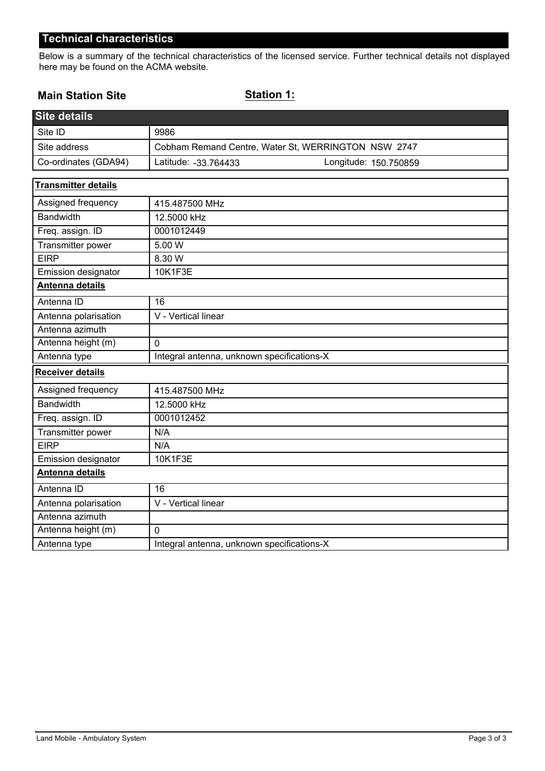## Technical characteristics

Below is a summary of the technical characteristics of the licensed service. Further technical details not displayed here may be found on the ACMA website.

**Main Station Site** **Station 1:**

| Site details | |
|---|---|
| Site ID | 9986 |
| Site address | Cobham Remand Centre, Water St, WERRINGTON NSW 2747 |
| Co-ordinates (GDA94) | Latitude: -33.764433 Longitude: 150.750859 |

| **Transmitter details** | |
|---|---|
| Assigned frequency | 415.487500 MHz |
| Bandwidth | 12.5000 kHz |
| Freq. assign. ID | 0001012449 |
| Transmitter power | 5.00 W |
| EIRP | 8.30 W |
| Emission designator | 10K1F3E |
| **Antenna details** | |
| Antenna ID | 16 |
| Antenna polarisation | V - Vertical linear |
| Antenna azimuth | |
| Antenna height (m) | 0 |
| Antenna type | Integral antenna, unknown specifications-X |
| **Receiver details** | |
| Assigned frequency | 415.487500 MHz |
| Bandwidth | 12.5000 kHz |
| Freq. assign. ID | 0001012452 |
| Transmitter power | N/A |
| EIRP | N/A |
| Emission designator | 10K1F3E |
| **Antenna details** | |
| Antenna ID | 16 |
| Antenna polarisation | V - Vertical linear |
| Antenna azimuth | |
| Antenna height (m) | 0 |
| Antenna type | Integral antenna, unknown specifications-X |